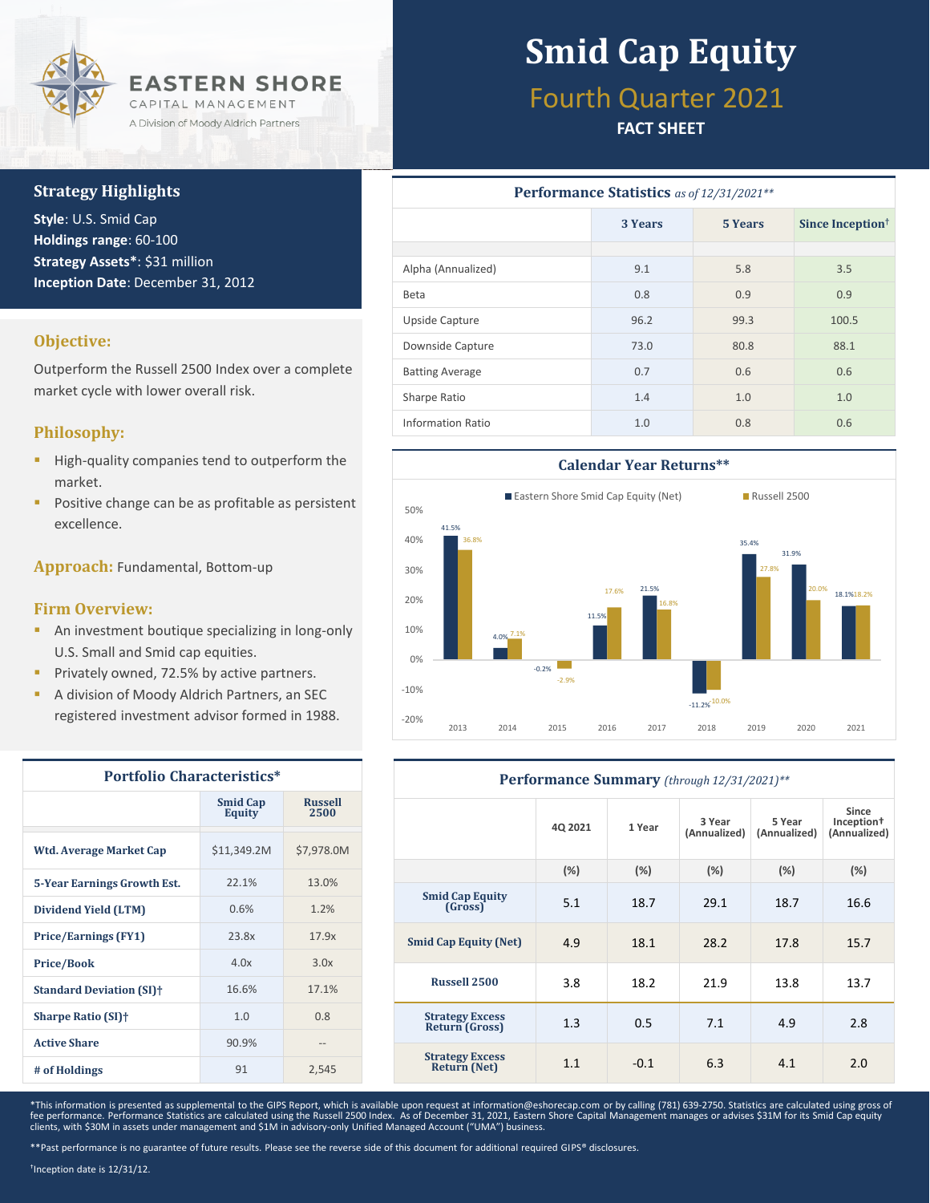EASTERN SHORE
CAPITAL MANAGEMENT
A Division of Moody Aldrich Partners

# Smid Cap Equity

## Fourth Quarter 2021

**FACT SHEET**

## Strategy Highlights

**Style**: U.S. Smid Cap
**Holdings range**: 60-100
**Strategy Assets***: $31 million
**Inception Date**: December 31, 2012

### Objective:

Outperform the Russell 2500 Index over a complete market cycle with lower overall risk.

### Philosophy:

- High-quality companies tend to outperform the market.
- Positive change can be as profitable as persistent excellence.

### Approach: Fundamental, Bottom-up

### Firm Overview:

- An investment boutique specializing in long-only U.S. Small and Smid cap equities.
- Privately owned, 72.5% by active partners.
- A division of Moody Aldrich Partners, an SEC registered investment advisor formed in 1988.

## Portfolio Characteristics*

| | Smid Cap Equity | Russell 2500 |
|---|---|---|
| **Wtd. Average Market Cap** | $11,349.2M | $7,978.0M |
| **5-Year Earnings Growth Est.** | 22.1% | 13.0% |
| **Dividend Yield (LTM)** | 0.6% | 1.2% |
| **Price/Earnings (FY1)** | 23.8x | 17.9x |
| **Price/Book** | 4.0x | 3.0x |
| **Standard Deviation (SI)†** | 16.6% | 17.1% |
| **Sharpe Ratio (SI)†** | 1.0 | 0.8 |
| **Active Share** | 90.9% | -- |
| **# of Holdings** | 91 | 2,545 |

## Performance Statistics *as of 12/31/2021***

| | 3 Years | 5 Years | Since Inception† |
|---|---|---|---|
| Alpha (Annualized) | 9.1 | 5.8 | 3.5 |
| Beta | 0.8 | 0.9 | 0.9 |
| Upside Capture | 96.2 | 99.3 | 100.5 |
| Downside Capture | 73.0 | 80.8 | 88.1 |
| Batting Average | 0.7 | 0.6 | 0.6 |
| Sharpe Ratio | 1.4 | 1.0 | 1.0 |
| Information Ratio | 1.0 | 0.8 | 0.6 |

## Calendar Year Returns**

| Year | Eastern Shore Smid Cap Equity (Net) | Russell 2500 |
|---|---|---|
| 2013 | 41.5% | 36.8% |
| 2014 | 4.0% | 7.1% |
| 2015 | -0.2% | -2.9% |
| 2016 | 11.5% | 17.6% |
| 2017 | 21.5% | 16.8% |
| 2018 | -11.2% | -10.0% |
| 2019 | 35.4% | 27.8% |
| 2020 | 31.9% | 20.0% |
| 2021 | 18.1% | 18.2% |

## Performance Summary *(through 12/31/2021)***

| | 4Q 2021 | 1 Year | 3 Year (Annualized) | 5 Year (Annualized) | Since Inception† (Annualized) |
|---|---|---|---|---|---|
| | (%) | (%) | (%) | (%) | (%) |
| **Smid Cap Equity (Gross)** | 5.1 | 18.7 | 29.1 | 18.7 | 16.6 |
| **Smid Cap Equity (Net)** | 4.9 | 18.1 | 28.2 | 17.8 | 15.7 |
| **Russell 2500** | 3.8 | 18.2 | 21.9 | 13.8 | 13.7 |
| **Strategy Excess Return (Gross)** | 1.3 | 0.5 | 7.1 | 4.9 | 2.8 |
| **Strategy Excess Return (Net)** | 1.1 | -0.1 | 6.3 | 4.1 | 2.0 |

*This information is presented as supplemental to the GIPS Report, which is available upon request at information@eshorecap.com or by calling (781) 639-2750. Statistics are calculated using gross of fee performance. Performance Statistics are calculated using the Russell 2500 Index. As of December 31, 2021, Eastern Shore Capital Management manages or advises $31M for its Smid Cap equity clients, with $30M in assets under management and $1M in advisory-only Unified Managed Account ("UMA") business.

**Past performance is no guarantee of future results. Please see the reverse side of this document for additional required GIPS® disclosures.

†Inception date is 12/31/12.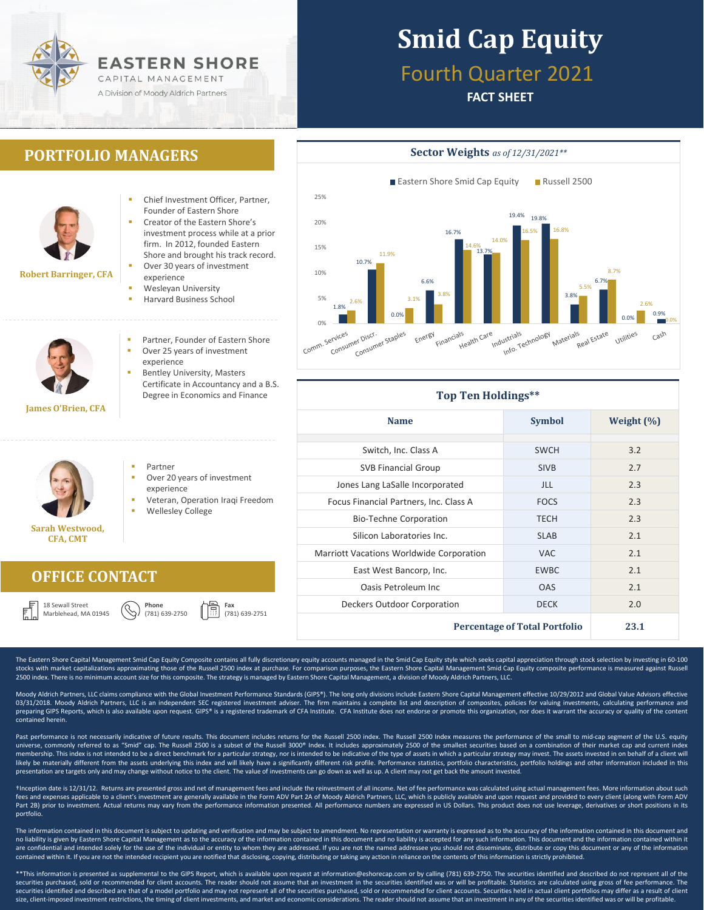EASTERN SHORE
CAPITAL MANAGEMENT
A Division of Moody Aldrich Partners

# Smid Cap Equity

## Fourth Quarter 2021

**FACT SHEET**

## PORTFOLIO MANAGERS

**Robert Barringer, CFA**

- Chief Investment Officer, Partner, Founder of Eastern Shore
- Creator of the Eastern Shore's investment process while at a prior firm. In 2012, founded Eastern Shore and brought his track record.
- Over 30 years of investment experience
- Wesleyan University
- Harvard Business School

**James O'Brien, CFA**

- Partner, Founder of Eastern Shore
- Over 25 years of investment experience
- Bentley University, Masters Certificate in Accountancy and a B.S. Degree in Economics and Finance

**Sarah Westwood, CFA, CMT**

- Partner
- Over 20 years of investment experience
- Veteran, Operation Iraqi Freedom
- Wellesley College

## OFFICE CONTACT

18 Sewall Street
Marblehead, MA 01945

Phone
(781) 639-2750

Fax
(781) 639-2751

### Sector Weights *as of 12/31/2021***

Eastern Shore Smid Cap Equity
Russell 2500

25%
20%
15%
10%
5%
0%

Comm. Services: 1.8% 2.6%
Consumer Discr.: 10.7% 11.9%
Consumer Staples: 0.0% 3.1%
Energy: 6.6% 3.8%
Financials: 16.7% 14.6%
Health Care: 13.7% 14.0%
Industrials: 19.4% 16.5%
Info. Technology: 19.8% 16.8%
Materials: 3.8% 5.5%
Real Estate: 6.7% 8.7%
Utilities: 0.0% 2.6%
Cash: 0.9% 0.0%

### Top Ten Holdings**

| Name | Symbol | Weight (%) |
|---|---|---|
| Switch, Inc. Class A | SWCH | 3.2 |
| SVB Financial Group | SIVB | 2.7 |
| Jones Lang LaSalle Incorporated | JLL | 2.3 |
| Focus Financial Partners, Inc. Class A | FOCS | 2.3 |
| Bio-Techne Corporation | TECH | 2.3 |
| Silicon Laboratories Inc. | SLAB | 2.1 |
| Marriott Vacations Worldwide Corporation | VAC | 2.1 |
| East West Bancorp, Inc. | EWBC | 2.1 |
| Oasis Petroleum Inc | OAS | 2.1 |
| Deckers Outdoor Corporation | DECK | 2.0 |
| **Percentage of Total Portfolio** | | **23.1** |

The Eastern Shore Capital Management Smid Cap Equity Composite contains all fully discretionary equity accounts managed in the Smid Cap Equity style which seeks capital appreciation through stock selection by investing in 60-100 stocks with market capitalizations approximating those of the Russell 2500 index at purchase. For comparison purposes, the Eastern Shore Capital Management Smid Cap Equity composite performance is measured against Russell 2500 index. There is no minimum account size for this composite. The strategy is managed by Eastern Shore Capital Management, a division of Moody Aldrich Partners, LLC.

Moody Aldrich Partners, LLC claims compliance with the Global Investment Performance Standards (GIPS®). The long only divisions include Eastern Shore Capital Management effective 10/29/2012 and Global Value Advisors effective 03/31/2018. Moody Aldrich Partners, LLC is an independent SEC registered investment adviser. The firm maintains a complete list and description of composites, policies for valuing investments, calculating performance and preparing GIPS Reports, which is also available upon request. GIPS® is a registered trademark of CFA Institute. CFA Institute does not endorse or promote this organization, nor does it warrant the accuracy or quality of the content contained herein.

Past performance is not necessarily indicative of future results. This document includes returns for the Russell 2500 index. The Russell 2500 Index measures the performance of the small to mid-cap segment of the U.S. equity universe, commonly referred to as "Smid" cap. The Russell 2500 is a subset of the Russell 3000® Index. It includes approximately 2500 of the smallest securities based on a combination of their market cap and current index membership. This index is not intended to be a direct benchmark for a particular strategy, nor is intended to be indicative of the type of assets in which a particular strategy may invest. The assets invested in on behalf of a client will likely be materially different from the assets underlying this index and will likely have a significantly different risk profile. Performance statistics, portfolio characteristics, portfolio holdings and other information included in this presentation are targets only and may change without notice to the client. The value of investments can go down as well as up. A client may not get back the amount invested.

†Inception date is 12/31/12. Returns are presented gross and net of management fees and include the reinvestment of all income. Net of fee performance was calculated using actual management fees. More information about such fees and expenses applicable to a client's investment are generally available in the Form ADV Part 2A of Moody Aldrich Partners, LLC, which is publicly available and upon request and provided to every client (along with Form ADV Part 2B) prior to investment. Actual returns may vary from the performance information presented. All performance numbers are expressed in US Dollars. This product does not use leverage, derivatives or short positions in its portfolio.

The information contained in this document is subject to updating and verification and may be subject to amendment. No representation or warranty is expressed as to the accuracy of the information contained in this document and no liability is given by Eastern Shore Capital Management as to the accuracy of the information contained in this document and no liability is accepted for any such information. This document and the information contained within it are confidential and intended solely for the use of the individual or entity to whom they are addressed. If you are not the named addressee you should not disseminate, distribute or copy this document or any of the information contained within it. If you are not the intended recipient you are notified that disclosing, copying, distributing or taking any action in reliance on the contents of this information is strictly prohibited.

**This information is presented as supplemental to the GIPS Report, which is available upon request at information@eshorecap.com or by calling (781) 639-2750. The securities identified and described do not represent all of the securities purchased, sold or recommended for client accounts. The reader should not assume that an investment in the securities identified was or will be profitable. Statistics are calculated using gross of fee performance. The securities identified and described are that of a model portfolio and may not represent all of the securities purchased, sold or recommended for client accounts. Securities held in actual client portfolios may differ as a result of client size, client-imposed investment restrictions, the timing of client investments, and market and economic considerations. The reader should not assume that an investment in any of the securities identified was or will be profitable.